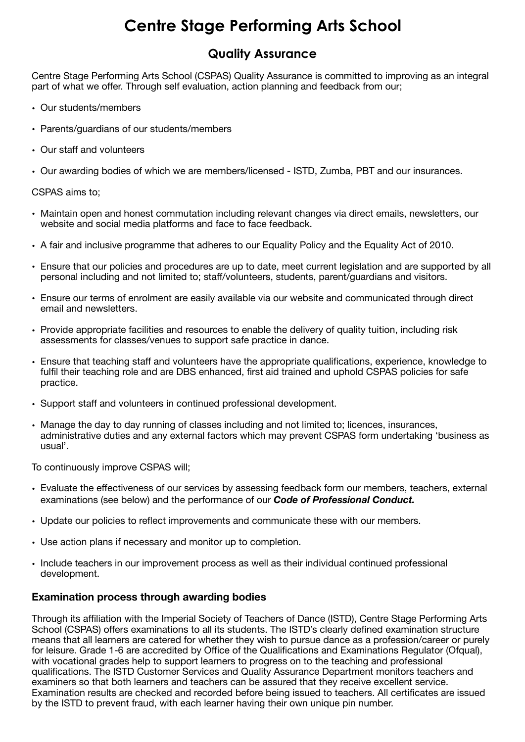# Centre Stage Performing Arts School

## Quality Assurance

Centre Stage Performing Arts School (CSPAS) Quality Assurance is committed to improving as an integral part of what we offer. Through self evaluation, action planning and feedback from our;

- Our students/members
- Parents/guardians of our students/members
- Our staff and volunteers
- Our awarding bodies of which we are members/licensed - ISTD, Zumba, PBT and our insurances.

CSPAS aims to;

- Maintain open and honest commutation including relevant changes via direct emails, newsletters, our website and social media platforms and face to face feedback.
- A fair and inclusive programme that adheres to our Equality Policy and the Equality Act of 2010.
- Ensure that our policies and procedures are up to date, meet current legislation and are supported by all personal including and not limited to; staff/volunteers, students, parent/guardians and visitors.
- Ensure our terms of enrolment are easily available via our website and communicated through direct email and newsletters.
- Provide appropriate facilities and resources to enable the delivery of quality tuition, including risk assessments for classes/venues to support safe practice in dance.
- Ensure that teaching staff and volunteers have the appropriate qualifications, experience, knowledge to fulfil their teaching role and are DBS enhanced, first aid trained and uphold CSPAS policies for safe practice.
- Support staff and volunteers in continued professional development.
- Manage the day to day running of classes including and not limited to; licences, insurances, administrative duties and any external factors which may prevent CSPAS form undertaking 'business as usual'.

To continuously improve CSPAS will;

- Evaluate the effectiveness of our services by assessing feedback form our members, teachers, external examinations (see below) and the performance of our ***Code of Professional Conduct.***
- Update our policies to reflect improvements and communicate these with our members.
- Use action plans if necessary and monitor up to completion.
- Include teachers in our improvement process as well as their individual continued professional development.

### Examination process through awarding bodies

Through its affiliation with the Imperial Society of Teachers of Dance (ISTD), Centre Stage Performing Arts School (CSPAS) offers examinations to all its students. The ISTD's clearly defined examination structure means that all learners are catered for whether they wish to pursue dance as a profession/career or purely for leisure. Grade 1-6 are accredited by Office of the Qualifications and Examinations Regulator (Ofqual), with vocational grades help to support learners to progress on to the teaching and professional qualifications. The ISTD Customer Services and Quality Assurance Department monitors teachers and examiners so that both learners and teachers can be assured that they receive excellent service. Examination results are checked and recorded before being issued to teachers. All certificates are issued by the ISTD to prevent fraud, with each learner having their own unique pin number.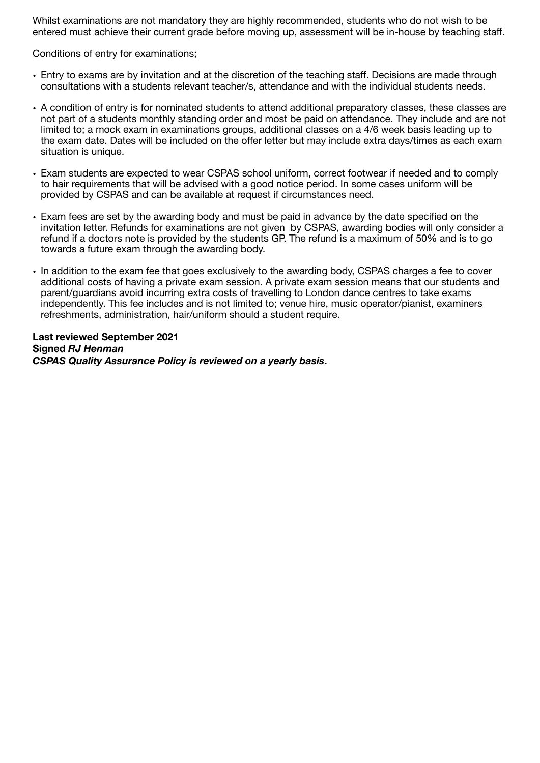Whilst examinations are not mandatory they are highly recommended, students who do not wish to be entered must achieve their current grade before moving up, assessment will be in-house by teaching staff.

Conditions of entry for examinations;

- Entry to exams are by invitation and at the discretion of the teaching staff. Decisions are made through consultations with a students relevant teacher/s, attendance and with the individual students needs.
- A condition of entry is for nominated students to attend additional preparatory classes, these classes are not part of a students monthly standing order and most be paid on attendance. They include and are not limited to; a mock exam in examinations groups, additional classes on a 4/6 week basis leading up to the exam date. Dates will be included on the offer letter but may include extra days/times as each exam situation is unique.
- Exam students are expected to wear CSPAS school uniform, correct footwear if needed and to comply to hair requirements that will be advised with a good notice period. In some cases uniform will be provided by CSPAS and can be available at request if circumstances need.
- Exam fees are set by the awarding body and must be paid in advance by the date specified on the invitation letter. Refunds for examinations are not given by CSPAS, awarding bodies will only consider a refund if a doctors note is provided by the students GP. The refund is a maximum of 50% and is to go towards a future exam through the awarding body.
- In addition to the exam fee that goes exclusively to the awarding body, CSPAS charges a fee to cover additional costs of having a private exam session. A private exam session means that our students and parent/guardians avoid incurring extra costs of travelling to London dance centres to take exams independently. This fee includes and is not limited to; venue hire, music operator/pianist, examiners refreshments, administration, hair/uniform should a student require.

**Last reviewed September 2021**
**Signed *RJ Henman***
***CSPAS Quality Assurance Policy is reviewed on a yearly basis.***